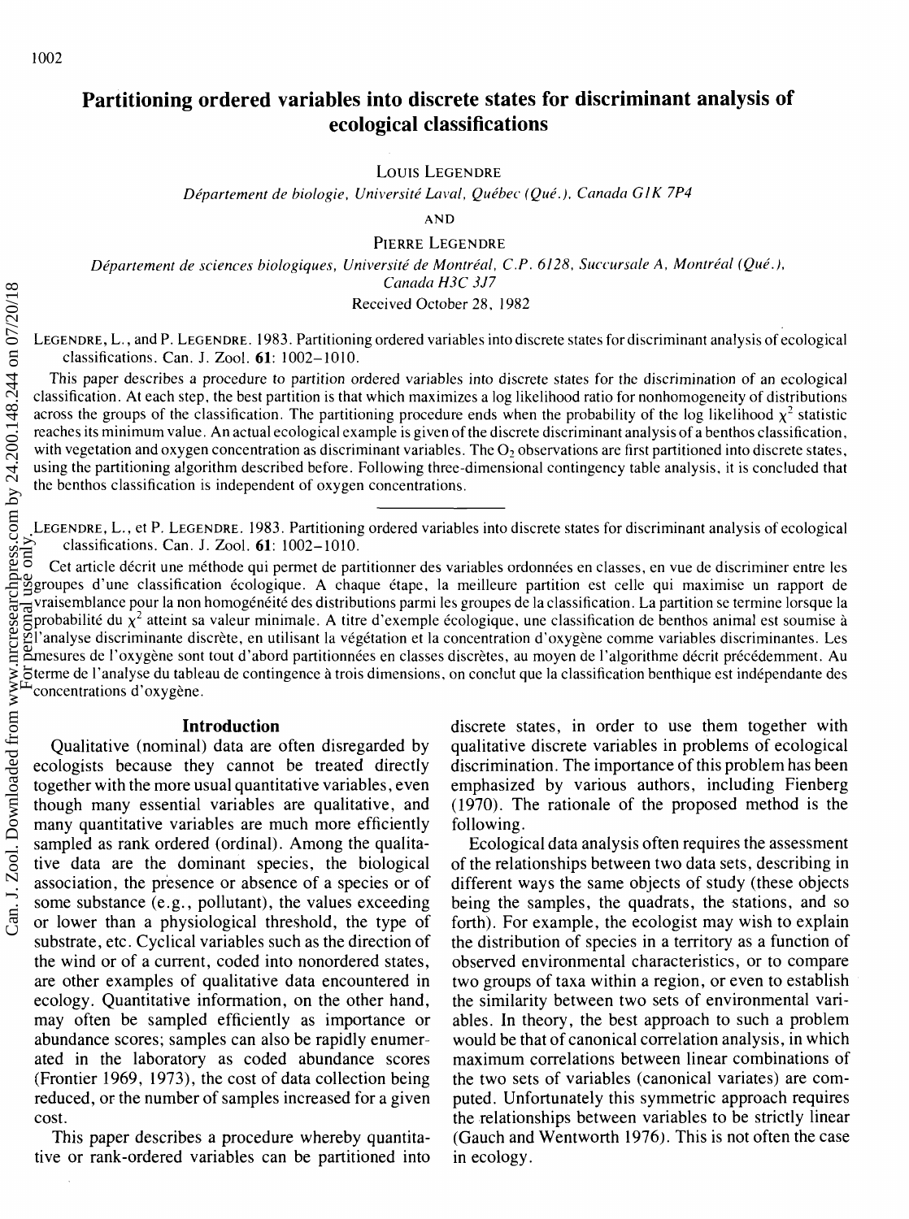# Partitioning ordered variables into discrete states for discriminant analysis of ecological classifications

LOUIS LEGENDRE

*Département de biologie, Université Laval, Québec (Qué.), Canada G1K 7P4*

AND

PIERRE LEGENDRE

*Département de sciences biologiques, Université de Montréal, C.P. 6128, Succursale A, Montréal (Qué.), Canada H3C 3J7*

Received October 28, 1982

LEGENDRE, L., and P. LEGENDRE. 1983. Partitioning ordered variables into discrete states for discriminant analysis of ecological classifications. Can. J. Zool. **61**: 1002–1010.

This paper describes a procedure to partition ordered variables into discrete states for the discrimination of an ecological classification. At each step, the best partition is that which maximizes a log likelihood ratio for nonhomogeneity of distributions across the groups of the classification. The partitioning procedure ends when the probability of the log likelihood $\chi^2$ statistic reaches its minimum value. An actual ecological example is given of the discrete discriminant analysis of a benthos classification, with vegetation and oxygen concentration as discriminant variables. The $O_2$ observations are first partitioned into discrete states, using the partitioning algorithm described before. Following three-dimensional contingency table analysis, it is concluded that the benthos classification is independent of oxygen concentrations.

---

LEGENDRE, L., et P. LEGENDRE. 1983. Partitioning ordered variables into discrete states for discriminant analysis of ecological classifications. Can. J. Zool. **61**: 1002–1010.

Cet article décrit une méthode qui permet de partitionner des variables ordonnées en classes, en vue de discriminer entre les groupes d'une classification écologique. A chaque étape, la meilleure partition est celle qui maximise un rapport de vraisemblance pour la non homogénéité des distributions parmi les groupes de la classification. La partition se termine lorsque la probabilité du $\chi^2$ atteint sa valeur minimale. A titre d'exemple écologique, une classification de benthos animal est soumise à l'analyse discriminante discrète, en utilisant la végétation et la concentration d'oxygène comme variables discriminantes. Les mesures de l'oxygène sont tout d'abord partitionnées en classes discrètes, au moyen de l'algorithme décrit précédemment. Au terme de l'analyse du tableau de contingence à trois dimensions, on conclut que la classification benthique est indépendante des concentrations d'oxygène.

## Introduction

Qualitative (nominal) data are often disregarded by ecologists because they cannot be treated directly together with the more usual quantitative variables, even though many essential variables are qualitative, and many quantitative variables are much more efficiently sampled as rank ordered (ordinal). Among the qualitative data are the dominant species, the biological association, the presence or absence of a species or of some substance (e.g., pollutant), the values exceeding or lower than a physiological threshold, the type of substrate, etc. Cyclical variables such as the direction of the wind or of a current, coded into nonordered states, are other examples of qualitative data encountered in ecology. Quantitative information, on the other hand, may often be sampled efficiently as importance or abundance scores; samples can also be rapidly enumerated in the laboratory as coded abundance scores (Frontier 1969, 1973), the cost of data collection being reduced, or the number of samples increased for a given cost.

This paper describes a procedure whereby quantitative or rank-ordered variables can be partitioned into discrete states, in order to use them together with qualitative discrete variables in problems of ecological discrimination. The importance of this problem has been emphasized by various authors, including Fienberg (1970). The rationale of the proposed method is the following.

Ecological data analysis often requires the assessment of the relationships between two data sets, describing in different ways the same objects of study (these objects being the samples, the quadrats, the stations, and so forth). For example, the ecologist may wish to explain the distribution of species in a territory as a function of observed environmental characteristics, or to compare two groups of taxa within a region, or even to establish the similarity between two sets of environmental variables. In theory, the best approach to such a problem would be that of canonical correlation analysis, in which maximum correlations between linear combinations of the two sets of variables (canonical variates) are computed. Unfortunately this symmetric approach requires the relationships between variables to be strictly linear (Gauch and Wentworth 1976). This is not often the case in ecology.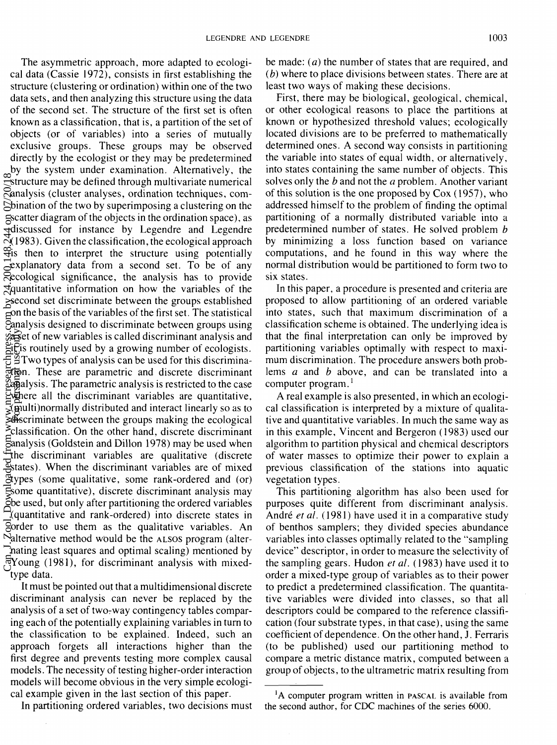The asymmetric approach, more adapted to ecological data (Cassie 1972), consists in first establishing the structure (clustering or ordination) within one of the two data sets, and then analyzing this structure using the data of the second set. The structure of the first set is often known as a classification, that is, a partition of the set of objects (or of variables) into a series of mutually exclusive groups. These groups may be observed directly by the ecologist or they may be predetermined by the system under examination. Alternatively, the structure may be defined through multivariate numerical analysis (cluster analyses, ordination techniques, combination of the two by superimposing a clustering on the scatter diagram of the objects in the ordination space), as discussed for instance by Legendre and Legendre (1983). Given the classification, the ecological approach is then to interpret the structure using potentially explanatory data from a second set. To be of any ecological significance, the analysis has to provide quantitative information on how the variables of the second set discriminate between the groups established on the basis of the variables of the first set. The statistical analysis designed to discriminate between groups using a set of new variables is called discriminant analysis and is routinely used by a growing number of ecologists.

Two types of analysis can be used for this discrimination. These are parametric and discrete discriminant analysis. The parametric analysis is restricted to the case where all the discriminant variables are quantitative, (multi)normally distributed and interact linearly so as to discriminate between the groups making the ecological classification. On the other hand, discrete discriminant analysis (Goldstein and Dillon 1978) may be used when the discriminant variables are qualitative (discrete states). When the discriminant variables are of mixed types (some qualitative, some rank-ordered and (or) some quantitative), discrete discriminant analysis may be used, but only after partitioning the ordered variables (quantitative and rank-ordered) into discrete states in order to use them as the qualitative variables. An alternative method would be the ALSOS program (alternating least squares and optimal scaling) mentioned by Young (1981), for discriminant analysis with mixed-type data.

It must be pointed out that a multidimensional discrete discriminant analysis can never be replaced by the analysis of a set of two-way contingency tables comparing each of the potentially explaining variables in turn to the classification to be explained. Indeed, such an approach forgets all interactions higher than the first degree and prevents testing more complex causal models. The necessity of testing higher-order interaction models will become obvious in the very simple ecological example given in the last section of this paper.

In partitioning ordered variables, two decisions must be made: (*a*) the number of states that are required, and (*b*) where to place divisions between states. There are at least two ways of making these decisions.

First, there may be biological, geological, chemical, or other ecological reasons to place the partitions at known or hypothesized threshold values; ecologically located divisions are to be preferred to mathematically determined ones. A second way consists in partitioning the variable into states of equal width, or alternatively, into states containing the same number of objects. This solves only the *b* and not the *a* problem. Another variant of this solution is the one proposed by Cox (1957), who addressed himself to the problem of finding the optimal partitioning of a normally distributed variable into a predetermined number of states. He solved problem *b* by minimizing a loss function based on variance computations, and he found in this way where the normal distribution would be partitioned to form two to six states.

In this paper, a procedure is presented and criteria are proposed to allow partitioning of an ordered variable into states, such that maximum discrimination of a classification scheme is obtained. The underlying idea is that the final interpretation can only be improved by partitioning variables optimally with respect to maximum discrimination. The procedure answers both problems *a* and *b* above, and can be translated into a computer program.[1]

A real example is also presented, in which an ecological classification is interpreted by a mixture of qualitative and quantitative variables. In much the same way as in this example, Vincent and Bergeron (1983) used our algorithm to partition physical and chemical descriptors of water masses to optimize their power to explain a previous classification of the stations into aquatic vegetation types.

This partitioning algorithm has also been used for purposes quite different from discriminant analysis. André *et al.* (1981) have used it in a comparative study of benthos samplers; they divided species abundance variables into classes optimally related to the "sampling device" descriptor, in order to measure the selectivity of the sampling gears. Hudon *et al.* (1983) have used it to order a mixed-type group of variables as to their power to predict a predetermined classification. The quantitative variables were divided into classes, so that all descriptors could be compared to the reference classification (four substrate types, in that case), using the same coefficient of dependence. On the other hand, J. Ferraris (to be published) used our partitioning method to compare a metric distance matrix, computed between a group of objects, to the ultrametric matrix resulting from

[1] A computer program written in PASCAL is available from the second author, for CDC machines of the series 6000.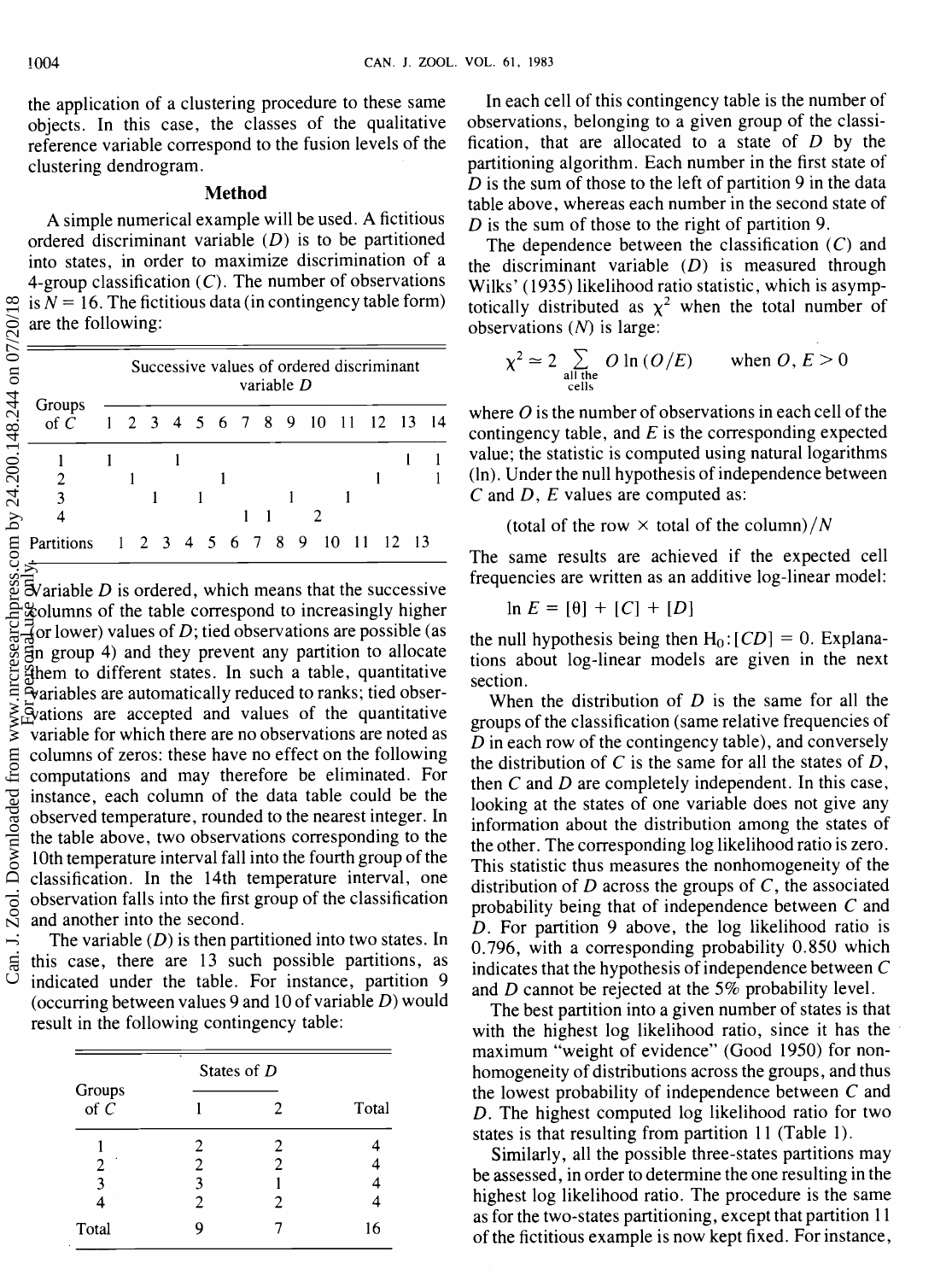the application of a clustering procedure to these same objects. In this case, the classes of the qualitative reference variable correspond to the fusion levels of the clustering dendrogram.

## Method

A simple numerical example will be used. A fictitious ordered discriminant variable ($D$) is to be partitioned into states, in order to maximize discrimination of a 4-group classification ($C$). The number of observations is $N = 16$. The fictitious data (in contingency table form) are the following:

| Groups of $C$ | 1 | 2 | 3 | 4 | 5 | 6 | 7 | 8 | 9 | 10 | 11 | 12 | 13 | 14 |
|---|---|---|---|---|---|---|---|---|---|---|---|---|---|---|
| 1 | 1 | | | 1 | | | | | | | | | 1 | 1 |
| 2 | | 1 | | | | 1 | | | | | | 1 | | 1 |
| 3 | | | 1 | | 1 | | | | 1 | | 1 | | | |
| 4 | | | | | | | 1 | 1 | | 2 | | | | |
| Partitions | 1 | 2 | 3 | 4 | 5 | 6 | 7 | 8 | 9 | 10 | 11 | 12 | 13 | |

(Column headings: Successive values of ordered discriminant variable $D$)

Variable $D$ is ordered, which means that the successive columns of the table correspond to increasingly higher (or lower) values of $D$; tied observations are possible (as in group 4) and they prevent any partition to allocate them to different states. In such a table, quantitative variables are automatically reduced to ranks; tied observations are accepted and values of the quantitative variable for which there are no observations are noted as columns of zeros: these have no effect on the following computations and may therefore be eliminated. For instance, each column of the data table could be the observed temperature, rounded to the nearest integer. In the table above, two observations corresponding to the 10th temperature interval fall into the fourth group of the classification. In the 14th temperature interval, one observation falls into the first group of the classification and another into the second.

The variable ($D$) is then partitioned into two states. In this case, there are 13 such possible partitions, as indicated under the table. For instance, partition 9 (occurring between values 9 and 10 of variable $D$) would result in the following contingency table:

| Groups of $C$ | States of $D$: 1 | 2 | Total |
|---|---|---|---|
| 1 | 2 | 2 | 4 |
| 2 | 2 | 2 | 4 |
| 3 | 3 | 1 | 4 |
| 4 | 2 | 2 | 4 |
| Total | 9 | 7 | 16 |

In each cell of this contingency table is the number of observations, belonging to a given group of the classification, that are allocated to a state of $D$ by the partitioning algorithm. Each number in the first state of $D$ is the sum of those to the left of partition 9 in the data table above, whereas each number in the second state of $D$ is the sum of those to the right of partition 9.

The dependence between the classification ($C$) and the discriminant variable ($D$) is measured through Wilks' (1935) likelihood ratio statistic, which is asymptotically distributed as $\chi^2$ when the total number of observations ($N$) is large:

$$\chi^2 \simeq 2 \sum_{\text{all the cells}} O \ln (O/E) \qquad \text{when } O, E > 0$$

where $O$ is the number of observations in each cell of the contingency table, and $E$ is the corresponding expected value; the statistic is computed using natural logarithms (ln). Under the null hypothesis of independence between $C$ and $D$, $E$ values are computed as:

$$(\text{total of the row} \times \text{total of the column})/N$$

The same results are achieved if the expected cell frequencies are written as an additive log-linear model:

$$\ln E = [\theta] + [C] + [D]$$

the null hypothesis being then $H_0: [CD] = 0$. Explanations about log-linear models are given in the next section.

When the distribution of $D$ is the same for all the groups of the classification (same relative frequencies of $D$ in each row of the contingency table), and conversely the distribution of $C$ is the same for all the states of $D$, then $C$ and $D$ are completely independent. In this case, looking at the states of one variable does not give any information about the distribution among the states of the other. The corresponding log likelihood ratio is zero. This statistic thus measures the nonhomogeneity of the distribution of $D$ across the groups of $C$, the associated probability being that of independence between $C$ and $D$. For partition 9 above, the log likelihood ratio is 0.796, with a corresponding probability 0.850 which indicates that the hypothesis of independence between $C$ and $D$ cannot be rejected at the 5% probability level.

The best partition into a given number of states is that with the highest log likelihood ratio, since it has the maximum "weight of evidence" (Good 1950) for nonhomogeneity of distributions across the groups, and thus the lowest probability of independence between $C$ and $D$. The highest computed log likelihood ratio for two states is that resulting from partition 11 (Table 1).

Similarly, all the possible three-states partitions may be assessed, in order to determine the one resulting in the highest log likelihood ratio. The procedure is the same as for the two-states partitioning, except that partition 11 of the fictitious example is now kept fixed. For instance,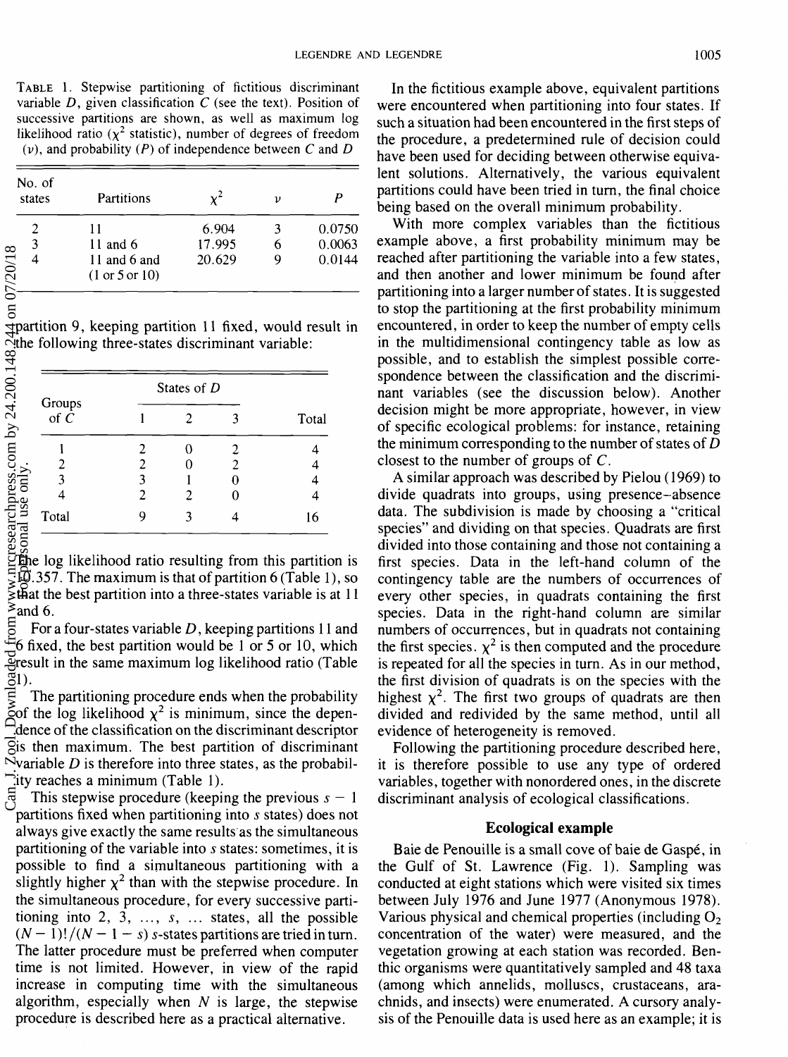TABLE 1. Stepwise partitioning of fictitious discriminant variable $D$, given classification $C$ (see the text). Position of successive partitions are shown, as well as maximum log likelihood ratio ($\chi^2$ statistic), number of degrees of freedom ($\nu$), and probability ($P$) of independence between $C$ and $D$

| No. of states | Partitions | $\chi^2$ | $\nu$ | $P$ |
|---|---|---|---|---|
| 2 | 11 | 6.904 | 3 | 0.0750 |
| 3 | 11 and 6 | 17.995 | 6 | 0.0063 |
| 4 | 11 and 6 and (1 or 5 or 10) | 20.629 | 9 | 0.0144 |

partition 9, keeping partition 11 fixed, would result in the following three-states discriminant variable:

| Groups of $C$ | States of $D$ | | | Total |
|---|---|---|---|---|
| | 1 | 2 | 3 | |
| 1 | 2 | 0 | 2 | 4 |
| 2 | 2 | 0 | 2 | 4 |
| 3 | 3 | 1 | 0 | 4 |
| 4 | 2 | 2 | 0 | 4 |
| Total | 9 | 3 | 4 | 16 |

The log likelihood ratio resulting from this partition is 10.357. The maximum is that of partition 6 (Table 1), so that the best partition into a three-states variable is at 11 and 6.

For a four-states variable $D$, keeping partitions 11 and 6 fixed, the best partition would be 1 or 5 or 10, which result in the same maximum log likelihood ratio (Table 1).

The partitioning procedure ends when the probability of the log likelihood $\chi^2$ is minimum, since the dependence of the classification on the discriminant descriptor is then maximum. The best partition of discriminant variable $D$ is therefore into three states, as the probability reaches a minimum (Table 1).

This stepwise procedure (keeping the previous $s - 1$ partitions fixed when partitioning into $s$ states) does not always give exactly the same results as the simultaneous partitioning of the variable into $s$ states: sometimes, it is possible to find a simultaneous partitioning with a slightly higher $\chi^2$ than with the stepwise procedure. In the simultaneous procedure, for every successive partitioning into 2, 3, ..., $s$, ... states, all the possible $(N - 1)!/(N - 1 - s)$ $s$-states partitions are tried in turn. The latter procedure must be preferred when computer time is not limited. However, in view of the rapid increase in computing time with the simultaneous algorithm, especially when $N$ is large, the stepwise procedure is described here as a practical alternative.

In the fictitious example above, equivalent partitions were encountered when partitioning into four states. If such a situation had been encountered in the first steps of the procedure, a predetermined rule of decision could have been used for deciding between otherwise equivalent solutions. Alternatively, the various equivalent partitions could have been tried in turn, the final choice being based on the overall minimum probability.

With more complex variables than the fictitious example above, a first probability minimum may be reached after partitioning the variable into a few states, and then another and lower minimum be found after partitioning into a larger number of states. It is suggested to stop the partitioning at the first probability minimum encountered, in order to keep the number of empty cells in the multidimensional contingency table as low as possible, and to establish the simplest possible correspondence between the classification and the discriminant variables (see the discussion below). Another decision might be more appropriate, however, in view of specific ecological problems: for instance, retaining the minimum corresponding to the number of states of $D$ closest to the number of groups of $C$.

A similar approach was described by Pielou (1969) to divide quadrats into groups, using presence–absence data. The subdivision is made by choosing a "critical species" and dividing on that species. Quadrats are first divided into those containing and those not containing a first species. Data in the left-hand column of the contingency table are the numbers of occurrences of every other species, in quadrats containing the first species. Data in the right-hand column are similar numbers of occurrences, but in quadrats not containing the first species. $\chi^2$ is then computed and the procedure is repeated for all the species in turn. As in our method, the first division of quadrats is on the species with the highest $\chi^2$. The first two groups of quadrats are then divided and redivided by the same method, until all evidence of heterogeneity is removed.

Following the partitioning procedure described here, it is therefore possible to use any type of ordered variables, together with nonordered ones, in the discrete discriminant analysis of ecological classifications.

## Ecological example

Baie de Penouille is a small cove of baie de Gaspé, in the Gulf of St. Lawrence (Fig. 1). Sampling was conducted at eight stations which were visited six times between July 1976 and June 1977 (Anonymous 1978). Various physical and chemical properties (including $O_2$ concentration of the water) were measured, and the vegetation growing at each station was recorded. Benthic organisms were quantitatively sampled and 48 taxa (among which annelids, molluscs, crustaceans, arachnids, and insects) were enumerated. A cursory analysis of the Penouille data is used here as an example; it is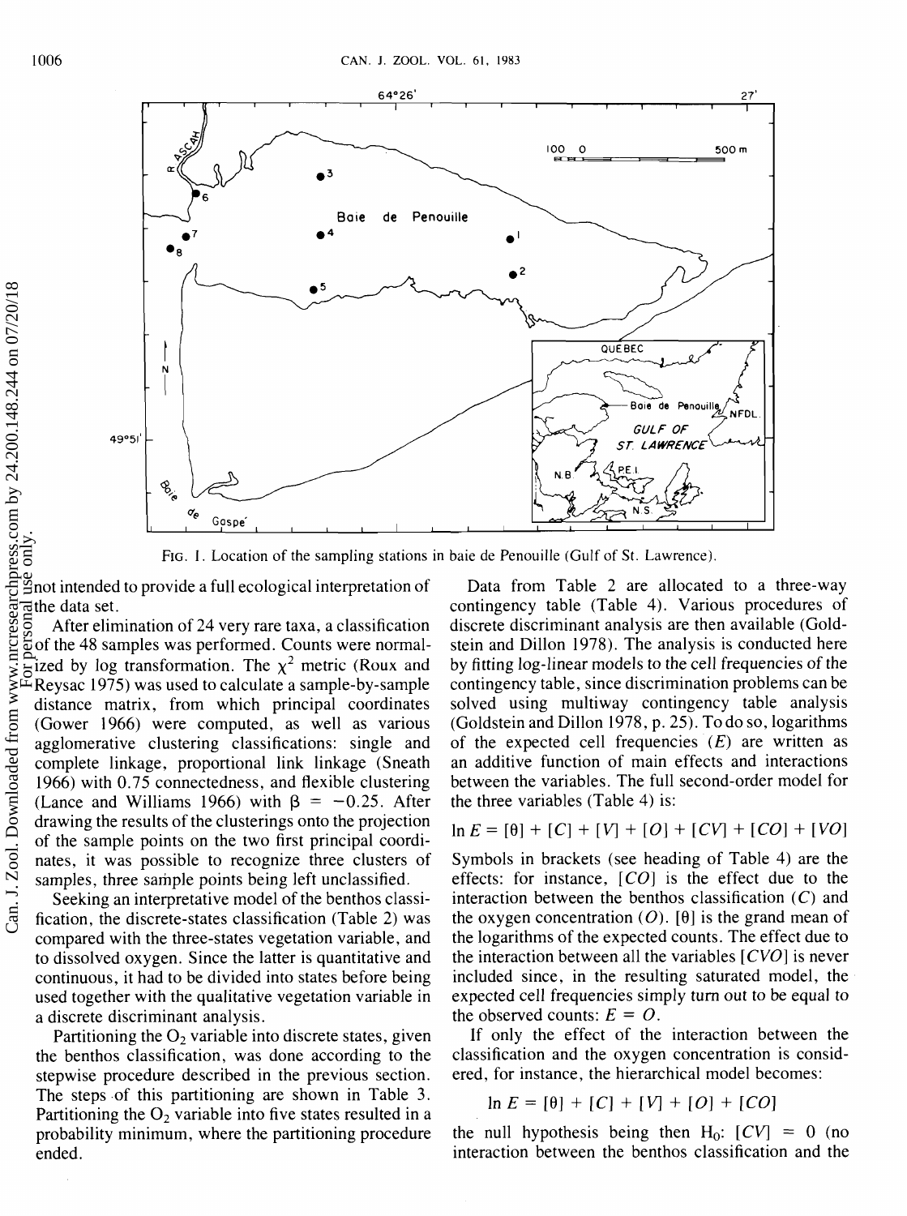FIG. 1. Location of the sampling stations in baie de Penouille (Gulf of St. Lawrence).

not intended to provide a full ecological interpretation of the data set.

After elimination of 24 very rare taxa, a classification of the 48 samples was performed. Counts were normalized by log transformation. The $\chi^2$ metric (Roux and Reysac 1975) was used to calculate a sample-by-sample distance matrix, from which principal coordinates (Gower 1966) were computed, as well as various agglomerative clustering classifications: single and complete linkage, proportional link linkage (Sneath 1966) with 0.75 connectedness, and flexible clustering (Lance and Williams 1966) with $\beta = -0.25$. After drawing the results of the clusterings onto the projection of the sample points on the two first principal coordinates, it was possible to recognize three clusters of samples, three sample points being left unclassified.

Seeking an interpretative model of the benthos classification, the discrete-states classification (Table 2) was compared with the three-states vegetation variable, and to dissolved oxygen. Since the latter is quantitative and continuous, it had to be divided into states before being used together with the qualitative vegetation variable in a discrete discriminant analysis.

Partitioning the $O_2$ variable into discrete states, given the benthos classification, was done according to the stepwise procedure described in the previous section. The steps of this partitioning are shown in Table 3. Partitioning the $O_2$ variable into five states resulted in a probability minimum, where the partitioning procedure ended.

Data from Table 2 are allocated to a three-way contingency table (Table 4). Various procedures of discrete discriminant analysis are then available (Goldstein and Dillon 1978). The analysis is conducted here by fitting log-linear models to the cell frequencies of the contingency table, since discrimination problems can be solved using multiway contingency table analysis (Goldstein and Dillon 1978, p. 25). To do so, logarithms of the expected cell frequencies ($E$) are written as an additive function of main effects and interactions between the variables. The full second-order model for the three variables (Table 4) is:

$$\ln E = [\theta] + [C] + [V] + [O] + [CV] + [CO] + [VO]$$

Symbols in brackets (see heading of Table 4) are the effects: for instance, $[CO]$ is the effect due to the interaction between the benthos classification ($C$) and the oxygen concentration ($O$). $[\theta]$ is the grand mean of the logarithms of the expected counts. The effect due to the interaction between all the variables $[CVO]$ is never included since, in the resulting saturated model, the expected cell frequencies simply turn out to be equal to the observed counts: $E = O$.

If only the effect of the interaction between the classification and the oxygen concentration is considered, for instance, the hierarchical model becomes:

$$\ln E = [\theta] + [C] + [V] + [O] + [CO]$$

the null hypothesis being then $H_0$: $[CV] = 0$ (no interaction between the benthos classification and the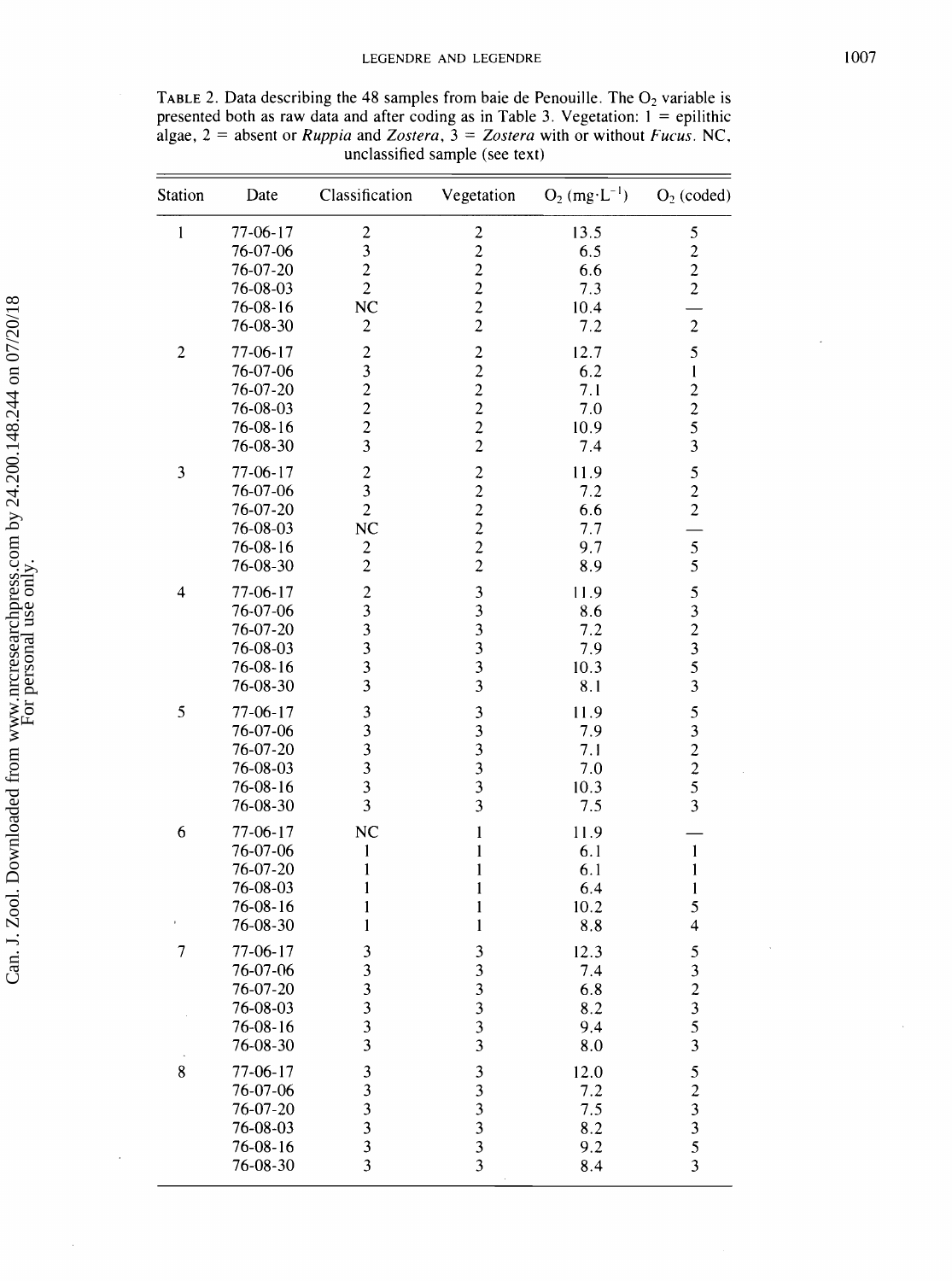TABLE 2. Data describing the 48 samples from baie de Penouille. The $O_2$ variable is presented both as raw data and after coding as in Table 3. Vegetation: 1 = epilithic algae, 2 = absent or *Ruppia* and *Zostera*, 3 = *Zostera* with or without *Fucus*. NC, unclassified sample (see text)

| Station | Date | Classification | Vegetation | $O_2$ ($mg \cdot L^{-1}$) | $O_2$ (coded) |
|---|---|---|---|---|---|
| 1 | 77-06-17 | 2 | 2 | 13.5 | 5 |
| | 76-07-06 | 3 | 2 | 6.5 | 2 |
| | 76-07-20 | 2 | 2 | 6.6 | 2 |
| | 76-08-03 | 2 | 2 | 7.3 | 2 |
| | 76-08-16 | NC | 2 | 10.4 | — |
| | 76-08-30 | 2 | 2 | 7.2 | 2 |
| 2 | 77-06-17 | 2 | 2 | 12.7 | 5 |
| | 76-07-06 | 3 | 2 | 6.2 | 1 |
| | 76-07-20 | 2 | 2 | 7.1 | 2 |
| | 76-08-03 | 2 | 2 | 7.0 | 2 |
| | 76-08-16 | 2 | 2 | 10.9 | 5 |
| | 76-08-30 | 3 | 2 | 7.4 | 3 |
| 3 | 77-06-17 | 2 | 2 | 11.9 | 5 |
| | 76-07-06 | 3 | 2 | 7.2 | 2 |
| | 76-07-20 | 2 | 2 | 6.6 | 2 |
| | 76-08-03 | NC | 2 | 7.7 | — |
| | 76-08-16 | 2 | 2 | 9.7 | 5 |
| | 76-08-30 | 2 | 2 | 8.9 | 5 |
| 4 | 77-06-17 | 2 | 3 | 11.9 | 5 |
| | 76-07-06 | 3 | 3 | 8.6 | 3 |
| | 76-07-20 | 3 | 3 | 7.2 | 2 |
| | 76-08-03 | 3 | 3 | 7.9 | 3 |
| | 76-08-16 | 3 | 3 | 10.3 | 5 |
| | 76-08-30 | 3 | 3 | 8.1 | 3 |
| 5 | 77-06-17 | 3 | 3 | 11.9 | 5 |
| | 76-07-06 | 3 | 3 | 7.9 | 3 |
| | 76-07-20 | 3 | 3 | 7.1 | 2 |
| | 76-08-03 | 3 | 3 | 7.0 | 2 |
| | 76-08-16 | 3 | 3 | 10.3 | 5 |
| | 76-08-30 | 3 | 3 | 7.5 | 3 |
| 6 | 77-06-17 | NC | 1 | 11.9 | — |
| | 76-07-06 | 1 | 1 | 6.1 | 1 |
| | 76-07-20 | 1 | 1 | 6.1 | 1 |
| | 76-08-03 | 1 | 1 | 6.4 | 1 |
| | 76-08-16 | 1 | 1 | 10.2 | 5 |
| | 76-08-30 | 1 | 1 | 8.8 | 4 |
| 7 | 77-06-17 | 3 | 3 | 12.3 | 5 |
| | 76-07-06 | 3 | 3 | 7.4 | 3 |
| | 76-07-20 | 3 | 3 | 6.8 | 2 |
| | 76-08-03 | 3 | 3 | 8.2 | 3 |
| | 76-08-16 | 3 | 3 | 9.4 | 5 |
| | 76-08-30 | 3 | 3 | 8.0 | 3 |
| 8 | 77-06-17 | 3 | 3 | 12.0 | 5 |
| | 76-07-06 | 3 | 3 | 7.2 | 2 |
| | 76-07-20 | 3 | 3 | 7.5 | 3 |
| | 76-08-03 | 3 | 3 | 8.2 | 3 |
| | 76-08-16 | 3 | 3 | 9.2 | 5 |
| | 76-08-30 | 3 | 3 | 8.4 | 3 |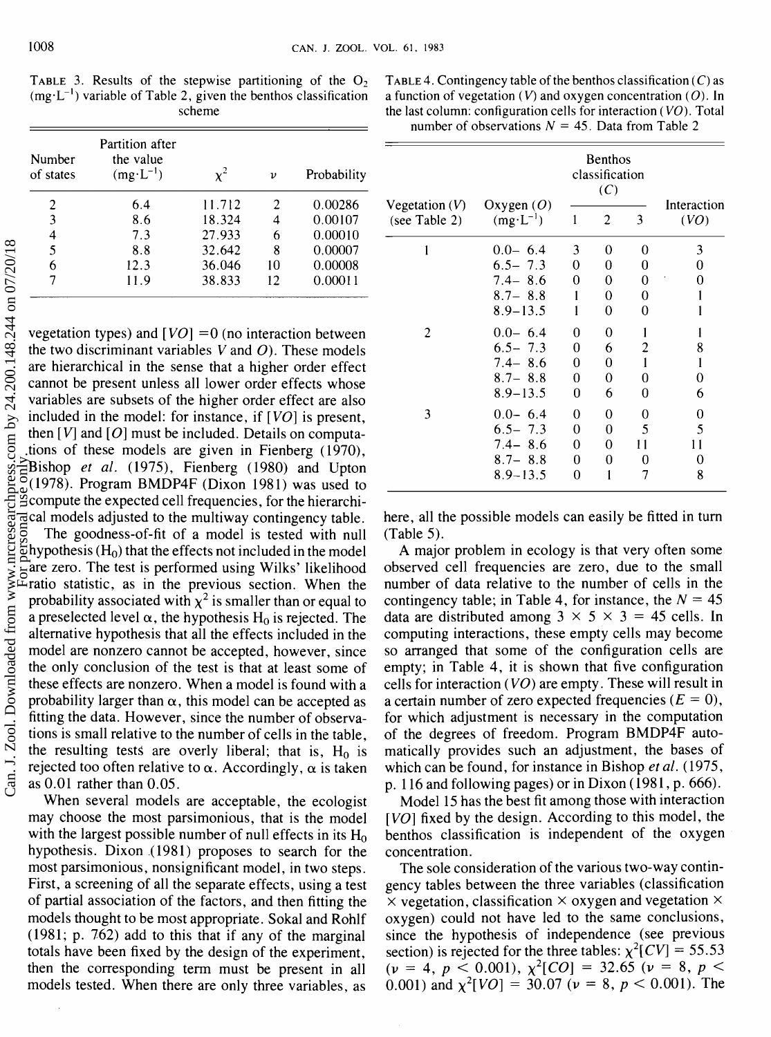TABLE 3. Results of the stepwise partitioning of the $O_2$ ($mg \cdot L^{-1}$) variable of Table 2, given the benthos classification scheme

| Number of states | Partition after the value ($mg \cdot L^{-1}$) | $\chi^2$ | $\nu$ | Probability |
|---|---|---|---|---|
| 2 | 6.4 | 11.712 | 2 | 0.00286 |
| 3 | 8.6 | 18.324 | 4 | 0.00107 |
| 4 | 7.3 | 27.933 | 6 | 0.00010 |
| 5 | 8.8 | 32.642 | 8 | 0.00007 |
| 6 | 12.3 | 36.046 | 10 | 0.00008 |
| 7 | 11.9 | 38.833 | 12 | 0.00011 |

vegetation types) and $[VO] = 0$ (no interaction between the two discriminant variables $V$ and $O$). These models are hierarchical in the sense that a higher order effect cannot be present unless all lower order effects whose variables are subsets of the higher order effect are also included in the model: for instance, if $[VO]$ is present, then $[V]$ and $[O]$ must be included. Details on computations of these models are given in Fienberg (1970), Bishop *et al.* (1975), Fienberg (1980) and Upton (1978). Program BMDP4F (Dixon 1981) was used to compute the expected cell frequencies, for the hierarchical models adjusted to the multiway contingency table.

The goodness-of-fit of a model is tested with null hypothesis ($H_0$) that the effects not included in the model are zero. The test is performed using Wilks' likelihood ratio statistic, as in the previous section. When the probability associated with $\chi^2$ is smaller than or equal to a preselected level $\alpha$, the hypothesis $H_0$ is rejected. The alternative hypothesis that all the effects included in the model are nonzero cannot be accepted, however, since the only conclusion of the test is that at least some of these effects are nonzero. When a model is found with a probability larger than $\alpha$, this model can be accepted as fitting the data. However, since the number of observations is small relative to the number of cells in the table, the resulting tests are overly liberal; that is, $H_0$ is rejected too often relative to $\alpha$. Accordingly, $\alpha$ is taken as 0.01 rather than 0.05.

When several models are acceptable, the ecologist may choose the most parsimonious, that is the model with the largest possible number of null effects in its $H_0$ hypothesis. Dixon (1981) proposes to search for the most parsimonious, nonsignificant model, in two steps. First, a screening of all the separate effects, using a test of partial association of the factors, and then fitting the models thought to be most appropriate. Sokal and Rohlf (1981; p. 762) add to this that if any of the marginal totals have been fixed by the design of the experiment, then the corresponding term must be present in all models tested. When there are only three variables, as here, all the possible models can easily be fitted in turn (Table 5).

TABLE 4. Contingency table of the benthos classification ($C$) as a function of vegetation ($V$) and oxygen concentration ($O$). In the last column: configuration cells for interaction ($VO$). Total number of observations $N = 45$. Data from Table 2

| Vegetation ($V$) (see Table 2) | Oxygen ($O$) ($mg \cdot L^{-1}$) | Benthos classification ($C$) | | | Interaction ($VO$) |
|---|---|---|---|---|---|
| | | 1 | 2 | 3 | |
| 1 | 0.0– 6.4 | 3 | 0 | 0 | 3 |
| | 6.5– 7.3 | 0 | 0 | 0 | 0 |
| | 7.4– 8.6 | 0 | 0 | 0 | 0 |
| | 8.7– 8.8 | 1 | 0 | 0 | 1 |
| | 8.9–13.5 | 1 | 0 | 0 | 1 |
| 2 | 0.0– 6.4 | 0 | 0 | 1 | 1 |
| | 6.5– 7.3 | 0 | 6 | 2 | 8 |
| | 7.4– 8.6 | 0 | 0 | 1 | 1 |
| | 8.7– 8.8 | 0 | 0 | 0 | 0 |
| | 8.9–13.5 | 0 | 6 | 0 | 6 |
| 3 | 0.0– 6.4 | 0 | 0 | 0 | 0 |
| | 6.5– 7.3 | 0 | 0 | 5 | 5 |
| | 7.4– 8.6 | 0 | 0 | 11 | 11 |
| | 8.7– 8.8 | 0 | 0 | 0 | 0 |
| | 8.9–13.5 | 0 | 1 | 7 | 8 |

A major problem in ecology is that very often some observed cell frequencies are zero, due to the small number of data relative to the number of cells in the contingency table; in Table 4, for instance, the $N = 45$ data are distributed among $3 \times 5 \times 3 = 45$ cells. In computing interactions, these empty cells may become so arranged that some of the configuration cells are empty; in Table 4, it is shown that five configuration cells for interaction ($VO$) are empty. These will result in a certain number of zero expected frequencies ($E = 0$), for which adjustment is necessary in the computation of the degrees of freedom. Program BMDP4F automatically provides such an adjustment, the bases of which can be found, for instance in Bishop *et al.* (1975, p. 116 and following pages) or in Dixon (1981, p. 666).

Model 15 has the best fit among those with interaction $[VO]$ fixed by the design. According to this model, the benthos classification is independent of the oxygen concentration.

The sole consideration of the various two-way contingency tables between the three variables (classification × vegetation, classification × oxygen and vegetation × oxygen) could not have led to the same conclusions, since the hypothesis of independence (see previous section) is rejected for the three tables: $\chi^2[CV] = 55.53$ ($\nu = 4$, $p < 0.001$), $\chi^2[CO] = 32.65$ ($\nu = 8$, $p < 0.001$) and $\chi^2[VO] = 30.07$ ($\nu = 8$, $p < 0.001$). The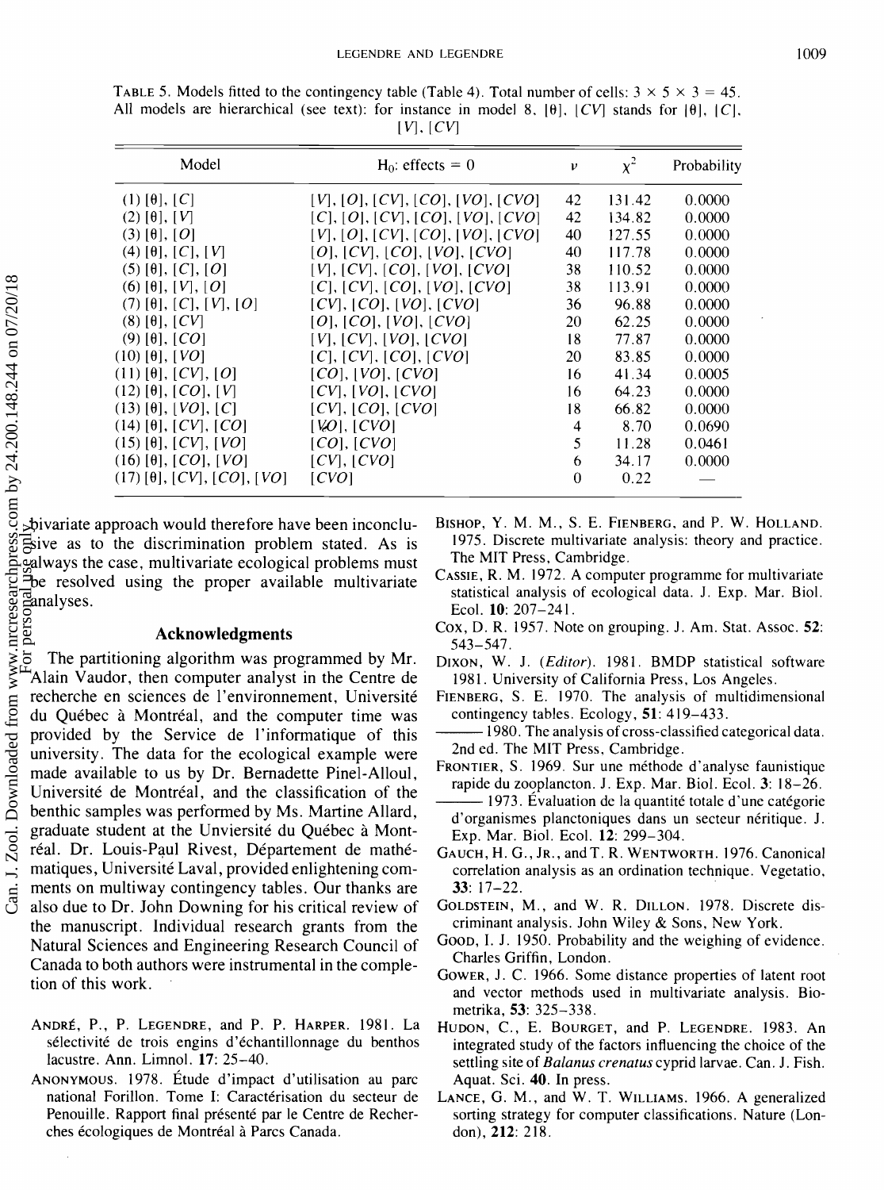TABLE 5. Models fitted to the contingency table (Table 4). Total number of cells: 3 × 5 × 3 = 45. All models are hierarchical (see text): for instance in model 8, [θ], [CV] stands for [θ], [C], [V], [CV]

| Model | $H_0$: effects = 0 | $\nu$ | $\chi^2$ | Probability |
|---|---|---|---|---|
| (1) [θ], [C] | [V], [O], [CV], [CO], [VO], [CVO] | 42 | 131.42 | 0.0000 |
| (2) [θ], [V] | [C], [O], [CV], [CO], [VO], [CVO] | 42 | 134.82 | 0.0000 |
| (3) [θ], [O] | [V], [O], [CV], [CO], [VO], [CVO] | 40 | 127.55 | 0.0000 |
| (4) [θ], [C], [V] | [O], [CV], [CO], [VO], [CVO] | 40 | 117.78 | 0.0000 |
| (5) [θ], [C], [O] | [V], [CV], [CO], [VO], [CVO] | 38 | 110.52 | 0.0000 |
| (6) [θ], [V], [O] | [C], [CV], [CO], [VO], [CVO] | 38 | 113.91 | 0.0000 |
| (7) [θ], [C], [V], [O] | [CV], [CO], [VO], [CVO] | 36 | 96.88 | 0.0000 |
| (8) [θ], [CV] | [O], [CO], [VO], [CVO] | 20 | 62.25 | 0.0000 |
| (9) [θ], [CO] | [V], [CV], [VO], [CVO] | 18 | 77.87 | 0.0000 |
| (10) [θ], [VO] | [C], [CV], [CO], [CVO] | 20 | 83.85 | 0.0000 |
| (11) [θ], [CV], [O] | [CO], [VO], [CVO] | 16 | 41.34 | 0.0005 |
| (12) [θ], [CO], [V] | [CV], [VO], [CVO] | 16 | 64.23 | 0.0000 |
| (13) [θ], [VO], [C] | [CV], [CO], [CVO] | 18 | 66.82 | 0.0000 |
| (14) [θ], [CV], [CO] | [VO], [CVO] | 4 | 8.70 | 0.0690 |
| (15) [θ], [CV], [VO] | [CO], [CVO] | 5 | 11.28 | 0.0461 |
| (16) [θ], [CO], [VO] | [CV], [CVO] | 6 | 34.17 | 0.0000 |
| (17) [θ], [CV], [CO], [VO] | [CVO] | 0 | 0.22 | — |

bivariate approach would therefore have been inconclusive as to the discrimination problem stated. As is always the case, multivariate ecological problems must be resolved using the proper available multivariate analyses.

## Acknowledgments

The partitioning algorithm was programmed by Mr. Alain Vaudor, then computer analyst in the Centre de recherche en sciences de l'environnement, Université du Québec à Montréal, and the computer time was provided by the Service de l'informatique of this university. The data for the ecological example were made available to us by Dr. Bernadette Pinel-Alloul, Université de Montréal, and the classification of the benthic samples was performed by Ms. Martine Allard, graduate student at the Unviersité du Québec à Montréal. Dr. Louis-Paul Rivest, Département de mathématiques, Université Laval, provided enlightening comments on multiway contingency tables. Our thanks are also due to Dr. John Downing for his critical review of the manuscript. Individual research grants from the Natural Sciences and Engineering Research Council of Canada to both authors were instrumental in the completion of this work.

ANDRÉ, P., P. LEGENDRE, and P. P. HARPER. 1981. La sélectivité de trois engins d'échantillonnage du benthos lacustre. Ann. Limnol. **17**: 25–40.

ANONYMOUS. 1978. Étude d'impact d'utilisation au parc national Forillon. Tome I: Caractérisation du secteur de Penouille. Rapport final présenté par le Centre de Recherches écologiques de Montréal à Parcs Canada.

BISHOP, Y. M. M., S. E. FIENBERG, and P. W. HOLLAND. 1975. Discrete multivariate analysis: theory and practice. The MIT Press, Cambridge.

CASSIE, R. M. 1972. A computer programme for multivariate statistical analysis of ecological data. J. Exp. Mar. Biol. Ecol. **10**: 207–241.

COX, D. R. 1957. Note on grouping. J. Am. Stat. Assoc. **52**: 543–547.

DIXON, W. J. (*Editor*). 1981. BMDP statistical software 1981. University of California Press, Los Angeles.

FIENBERG, S. E. 1970. The analysis of multidimensional contingency tables. Ecology, **51**: 419–433.

——— 1980. The analysis of cross-classified categorical data. 2nd ed. The MIT Press, Cambridge.

FRONTIER, S. 1969. Sur une méthode d'analyse faunistique rapide du zooplancton. J. Exp. Mar. Biol. Ecol. **3**: 18–26.

——— 1973. Évaluation de la quantité totale d'une catégorie d'organismes planctoniques dans un secteur néritique. J. Exp. Mar. Biol. Ecol. **12**: 299–304.

GAUCH, H. G., JR., and T. R. WENTWORTH. 1976. Canonical correlation analysis as an ordination technique. Vegetatio, **33**: 17–22.

GOLDSTEIN, M., and W. R. DILLON. 1978. Discrete discriminant analysis. John Wiley & Sons, New York.

GOOD, I. J. 1950. Probability and the weighing of evidence. Charles Griffin, London.

GOWER, J. C. 1966. Some distance properties of latent root and vector methods used in multivariate analysis. Biometrika, **53**: 325–338.

HUDON, C., E. BOURGET, and P. LEGENDRE. 1983. An integrated study of the factors influencing the choice of the settling site of *Balanus crenatus* cyprid larvae. Can. J. Fish. Aquat. Sci. **40**. In press.

LANCE, G. M., and W. T. WILLIAMS. 1966. A generalized sorting strategy for computer classifications. Nature (London), **212**: 218.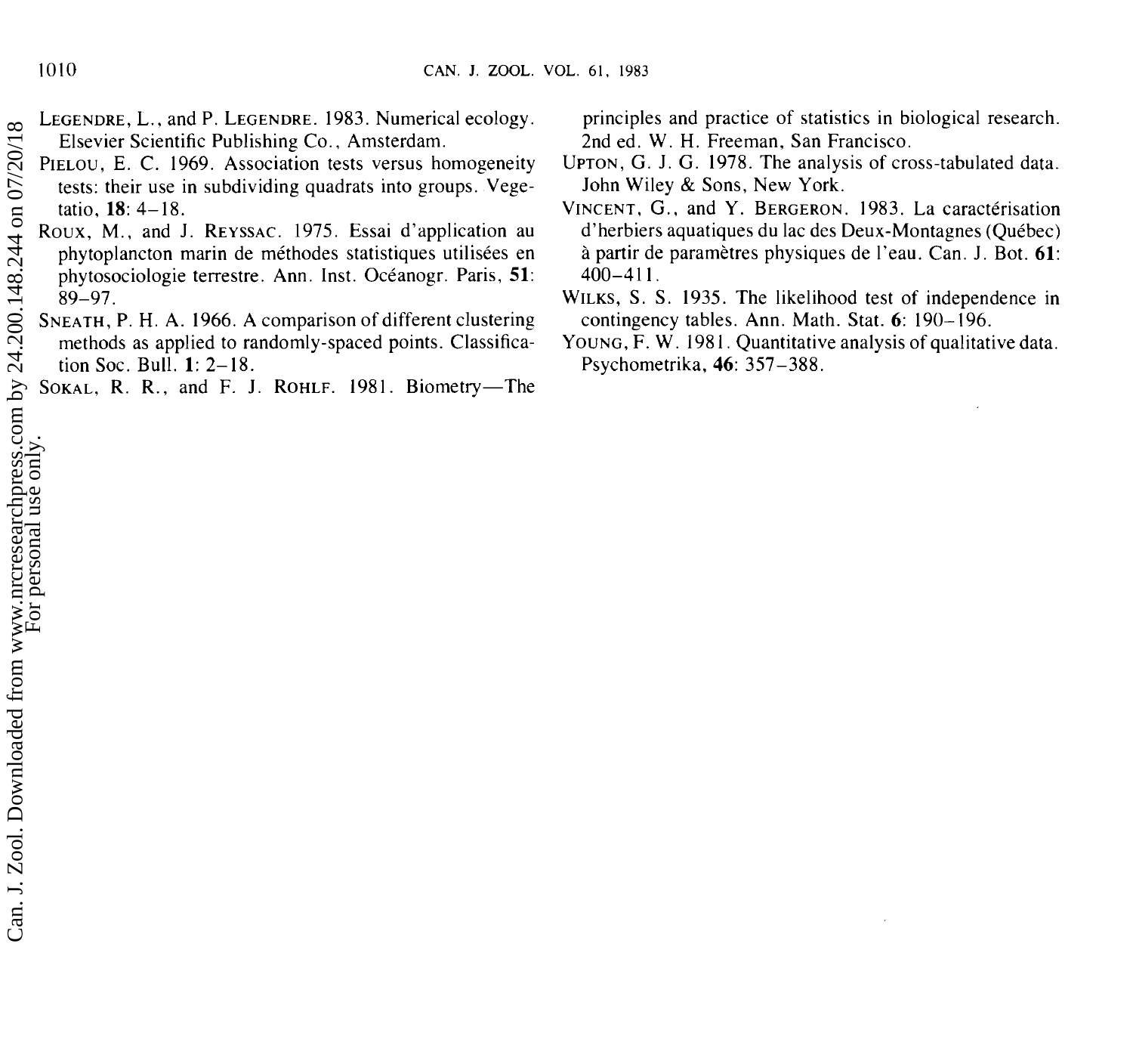LEGENDRE, L., and P. LEGENDRE. 1983. Numerical ecology. Elsevier Scientific Publishing Co., Amsterdam.

PIELOU, E. C. 1969. Association tests versus homogeneity tests: their use in subdividing quadrats into groups. Vegetatio, **18**: 4–18.

ROUX, M., and J. REYSSAC. 1975. Essai d'application au phytoplancton marin de méthodes statistiques utilisées en phytosociologie terrestre. Ann. Inst. Océanogr. Paris, **51**: 89–97.

SNEATH, P. H. A. 1966. A comparison of different clustering methods as applied to randomly-spaced points. Classification Soc. Bull. **1**: 2–18.

SOKAL, R. R., and F. J. ROHLF. 1981. Biometry—The principles and practice of statistics in biological research. 2nd ed. W. H. Freeman, San Francisco.

UPTON, G. J. G. 1978. The analysis of cross-tabulated data. John Wiley & Sons, New York.

VINCENT, G., and Y. BERGERON. 1983. La caractérisation d'herbiers aquatiques du lac des Deux-Montagnes (Québec) à partir de paramètres physiques de l'eau. Can. J. Bot. **61**: 400–411.

WILKS, S. S. 1935. The likelihood test of independence in contingency tables. Ann. Math. Stat. **6**: 190–196.

YOUNG, F. W. 1981. Quantitative analysis of qualitative data. Psychometrika, **46**: 357–388.